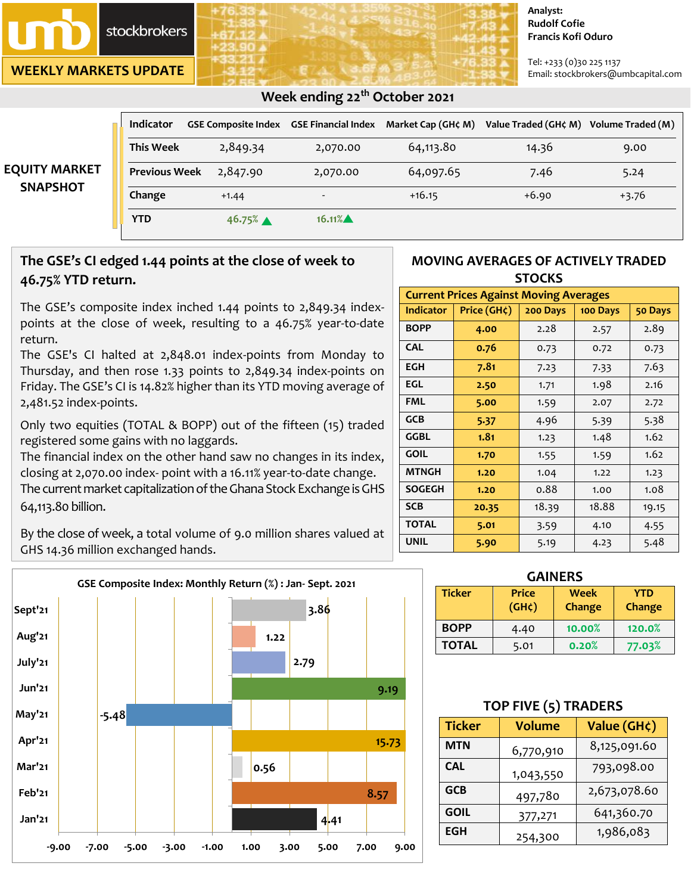umb stockbrokers

**WEEKLY MARKETS UPDATE**

Analyst:
Rudolf Cofie
Francis Kofi Oduro

Tel: +233 (0)30 225 1137
Email: stockbrokers@umbcapital.com

## Week ending 22nd October 2021

### EQUITY MARKET SNAPSHOT

| Indicator | GSE Composite Index | GSE Financial Index | Market Cap (GH¢ M) | Value Traded (GH¢ M) | Volume Traded (M) |
|---|---|---|---|---|---|
| This Week | 2,849.34 | 2,070.00 | 64,113.80 | 14.36 | 9.00 |
| Previous Week | 2,847.90 | 2,070.00 | 64,097.65 | 7.46 | 5.24 |
| Change | +1.44 | - | +16.15 | +6.90 | +3.76 |
| YTD | 46.75% ▲ | 16.11% ▲ | | | |

## The GSE's CI edged 1.44 points at the close of week to 46.75% YTD return.

The GSE's composite index inched 1.44 points to 2,849.34 index-points at the close of week, resulting to a 46.75% year-to-date return.
The GSE's CI halted at 2,848.01 index-points from Monday to Thursday, and then rose 1.33 points to 2,849.34 index-points on Friday. The GSE's CI is 14.82% higher than its YTD moving average of 2,481.52 index-points.

Only two equities (TOTAL & BOPP) out of the fifteen (15) traded registered some gains with no laggards.
The financial index on the other hand saw no changes in its index, closing at 2,070.00 index- point with a 16.11% year-to-date change.
The current market capitalization of the Ghana Stock Exchange is GHS 64,113.80 billion.

By the close of week, a total volume of 9.0 million shares valued at GHS 14.36 million exchanged hands.

### MOVING AVERAGES OF ACTIVELY TRADED STOCKS

Current Prices Against Moving Averages

| Indicator | Price (GH¢) | 200 Days | 100 Days | 50 Days |
|---|---|---|---|---|
| BOPP | 4.00 | 2.28 | 2.57 | 2.89 |
| CAL | 0.76 | 0.73 | 0.72 | 0.73 |
| EGH | 7.81 | 7.23 | 7.33 | 7.63 |
| EGL | 2.50 | 1.71 | 1.98 | 2.16 |
| FML | 5.00 | 1.59 | 2.07 | 2.72 |
| GCB | 5.37 | 4.96 | 5.39 | 5.38 |
| GGBL | 1.81 | 1.23 | 1.48 | 1.62 |
| GOIL | 1.70 | 1.55 | 1.59 | 1.62 |
| MTNGH | 1.20 | 1.04 | 1.22 | 1.23 |
| SOGEGH | 1.20 | 0.88 | 1.00 | 1.08 |
| SCB | 20.35 | 18.39 | 18.88 | 19.15 |
| TOTAL | 5.01 | 3.59 | 4.10 | 4.55 |
| UNIL | 5.90 | 5.19 | 4.23 | 5.48 |

**GSE Composite Index: Monthly Return (%) : Jan- Sept. 2021**

| Month | Return (%) |
|---|---|
| Sept'21 | 3.86 |
| Aug'21 | 1.22 |
| July'21 | 2.79 |
| Jun'21 | 9.19 |
| May'21 | -5.48 |
| Apr'21 | 15.73 |
| Mar'21 | 0.56 |
| Feb'21 | 8.57 |
| Jan'21 | 4.41 |

### GAINERS

| Ticker | Price (GH¢) | Week Change | YTD Change |
|---|---|---|---|
| BOPP | 4.40 | 10.00% | 120.0% |
| TOTAL | 5.01 | 0.20% | 77.03% |

### TOP FIVE (5) TRADERS

| Ticker | Volume | Value (GH¢) |
|---|---|---|
| MTN | 6,770,910 | 8,125,091.60 |
| CAL | 1,043,550 | 793,098.00 |
| GCB | 497,780 | 2,673,078.60 |
| GOIL | 377,271 | 641,360.70 |
| EGH | 254,300 | 1,986,083 |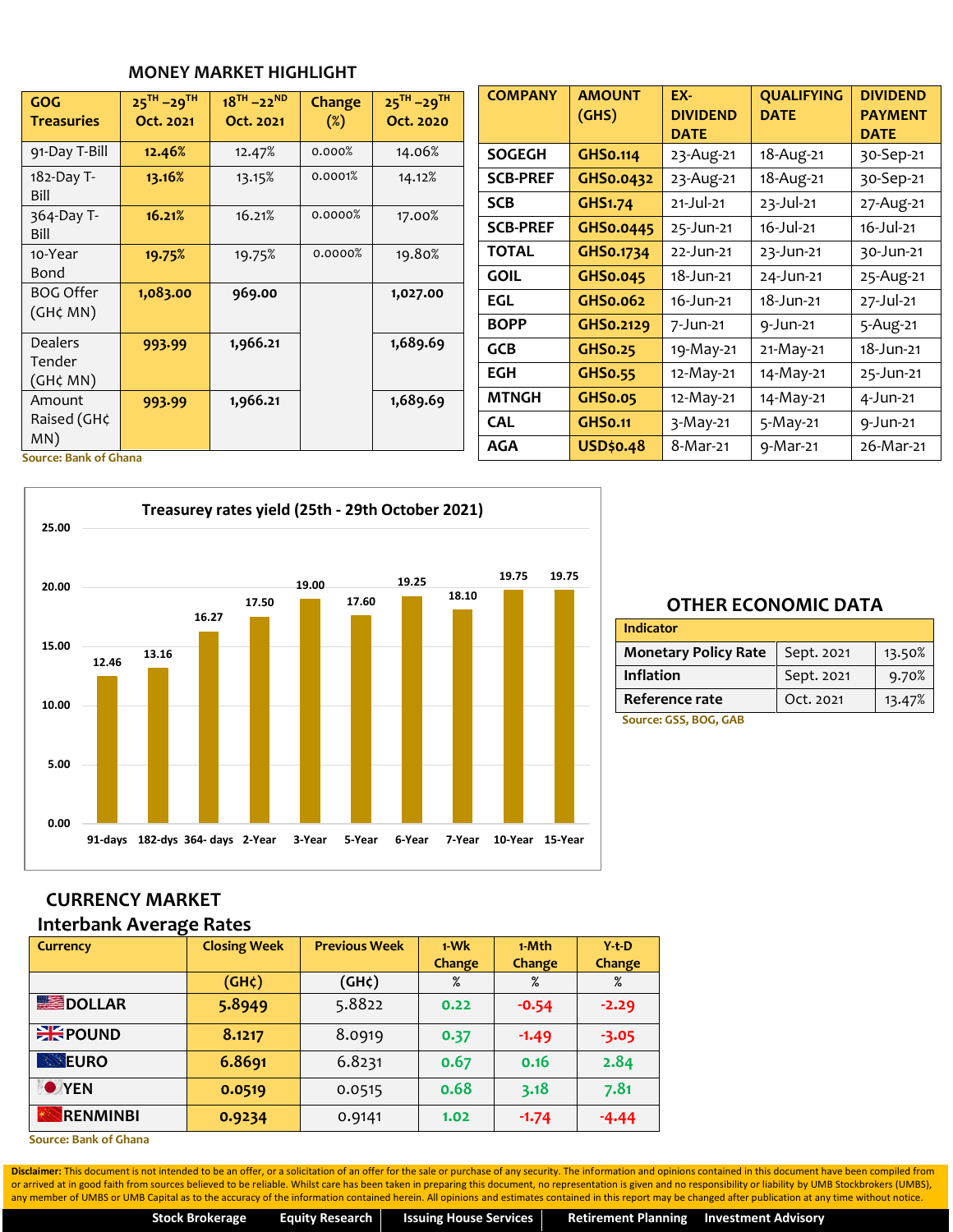## MONEY MARKET HIGHLIGHT

| GOG Treasuries | 25TH –29TH Oct. 2021 | 18TH –22ND Oct. 2021 | Change (%) | 25TH –29TH Oct. 2020 |
|---|---|---|---|---|
| 91-Day T-Bill | **12.46%** | 12.47% | 0.000% | 14.06% |
| 182-Day T-Bill | **13.16%** | 13.15% | 0.0001% | 14.12% |
| 364-Day T-Bill | **16.21%** | 16.21% | 0.0000% | 17.00% |
| 10-Year Bond | **19.75%** | 19.75% | 0.0000% | 19.80% |
| BOG Offer (GH¢ MN) | **1,083.00** | **969.00** | | **1,027.00** |
| Dealers Tender (GH¢ MN) | **993.99** | **1,966.21** | | **1,689.69** |
| Amount Raised (GH¢ MN) | **993.99** | **1,966.21** | | **1,689.69** |

Source: Bank of Ghana

| COMPANY | AMOUNT (GHS) | EX-DIVIDEND DATE | QUALIFYING DATE | DIVIDEND PAYMENT DATE |
|---|---|---|---|---|
| **SOGEGH** | **GHS0.114** | 23-Aug-21 | 18-Aug-21 | 30-Sep-21 |
| **SCB-PREF** | **GHS0.0432** | 23-Aug-21 | 18-Aug-21 | 30-Sep-21 |
| **SCB** | **GHS1.74** | 21-Jul-21 | 23-Jul-21 | 27-Aug-21 |
| **SCB-PREF** | **GHS0.0445** | 25-Jun-21 | 16-Jul-21 | 16-Jul-21 |
| **TOTAL** | **GHS0.1734** | 22-Jun-21 | 23-Jun-21 | 30-Jun-21 |
| **GOIL** | **GHS0.045** | 18-Jun-21 | 24-Jun-21 | 25-Aug-21 |
| **EGL** | **GHS0.062** | 16-Jun-21 | 18-Jun-21 | 27-Jul-21 |
| **BOPP** | **GHS0.2129** | 7-Jun-21 | 9-Jun-21 | 5-Aug-21 |
| **GCB** | **GHS0.25** | 19-May-21 | 21-May-21 | 18-Jun-21 |
| **EGH** | **GHS0.55** | 12-May-21 | 14-May-21 | 25-Jun-21 |
| **MTNGH** | **GHS0.05** | 12-May-21 | 14-May-21 | 4-Jun-21 |
| **CAL** | **GHS0.11** | 3-May-21 | 5-May-21 | 9-Jun-21 |
| **AGA** | **USD$0.48** | 8-Mar-21 | 9-Mar-21 | 26-Mar-21 |

**Treasurey rates yield (25th - 29th October 2021)**

25.00
20.00
15.00
10.00
5.00
0.00

12.46
13.16
16.27
17.50
19.00
17.60
19.25
18.10
19.75
19.75

91-days 182-dys 364- days 2-Year 3-Year 5-Year 6-Year 7-Year 10-Year 15-Year

## OTHER ECONOMIC DATA

| Indicator | | |
|---|---|---|
| **Monetary Policy Rate** | Sept. 2021 | 13.50% |
| **Inflation** | Sept. 2021 | 9.70% |
| **Reference rate** | Oct. 2021 | 13.47% |

Source: GSS, BOG, GAB

## CURRENCY MARKET

### Interbank Average Rates

| Currency | Closing Week | Previous Week | 1-Wk Change | 1-Mth Change | Y-t-D Change |
|---|---|---|---|---|---|
| | (GH¢) | (GH¢) | % | % | % |
| DOLLAR | **5.8949** | 5.8822 | 0.22 | -0.54 | -2.29 |
| POUND | **8.1217** | 8.0919 | 0.37 | -1.49 | -3.05 |
| EURO | **6.8691** | 6.8231 | 0.67 | 0.16 | 2.84 |
| YEN | **0.0519** | 0.0515 | 0.68 | 3.18 | 7.81 |
| RENMINBI | **0.9234** | 0.9141 | 1.02 | -1.74 | -4.44 |

Source: Bank of Ghana

**Disclaimer:** This document is not intended to be an offer, or a solicitation of an offer for the sale or purchase of any security. The information and opinions contained in this document have been compiled from or arrived at in good faith from sources believed to be reliable. Whilst care has been taken in preparing this document, no representation is given and no responsibility or liability by UMB Stockbrokers (UMBS), any member of UMBS or UMB Capital as to the accuracy of the information contained herein. All opinions and estimates contained in this report may be changed after publication at any time without notice.

Stock Brokerage | Equity Research | Issuing House Services | Retirement Planning | Investment Advisory